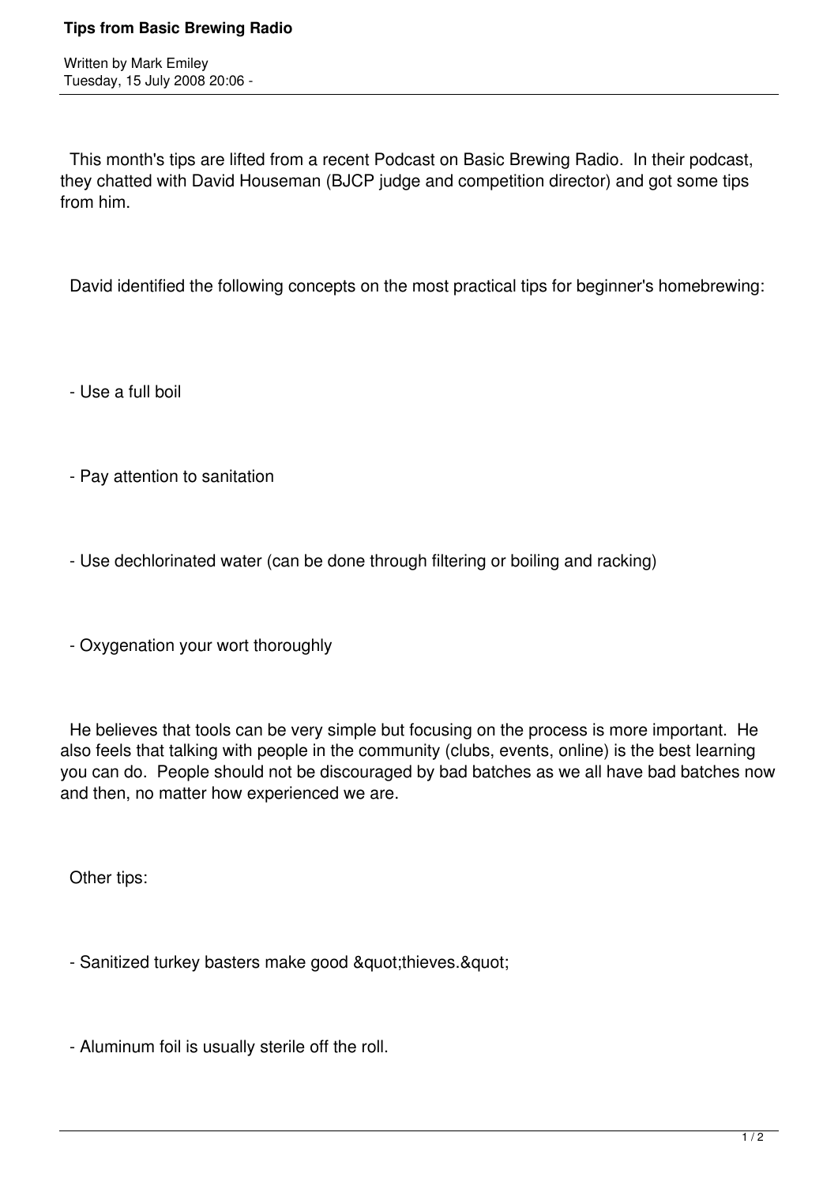# Tips from Basic Brewing Radio

Written by Mark Emiley
Tuesday, 15 July 2008 20:06 -

This month's tips are lifted from a recent Podcast on Basic Brewing Radio. In their podcast, they chatted with David Houseman (BJCP judge and competition director) and got some tips from him.

David identified the following concepts on the most practical tips for beginner's homebrewing:

- Use a full boil

- Pay attention to sanitation

- Use dechlorinated water (can be done through filtering or boiling and racking)

- Oxygenation your wort thoroughly

He believes that tools can be very simple but focusing on the process is more important. He also feels that talking with people in the community (clubs, events, online) is the best learning you can do. People should not be discouraged by bad batches as we all have bad batches now and then, no matter how experienced we are.

Other tips:

- Sanitized turkey basters make good &quot;thieves.&quot;

- Aluminum foil is usually sterile off the roll.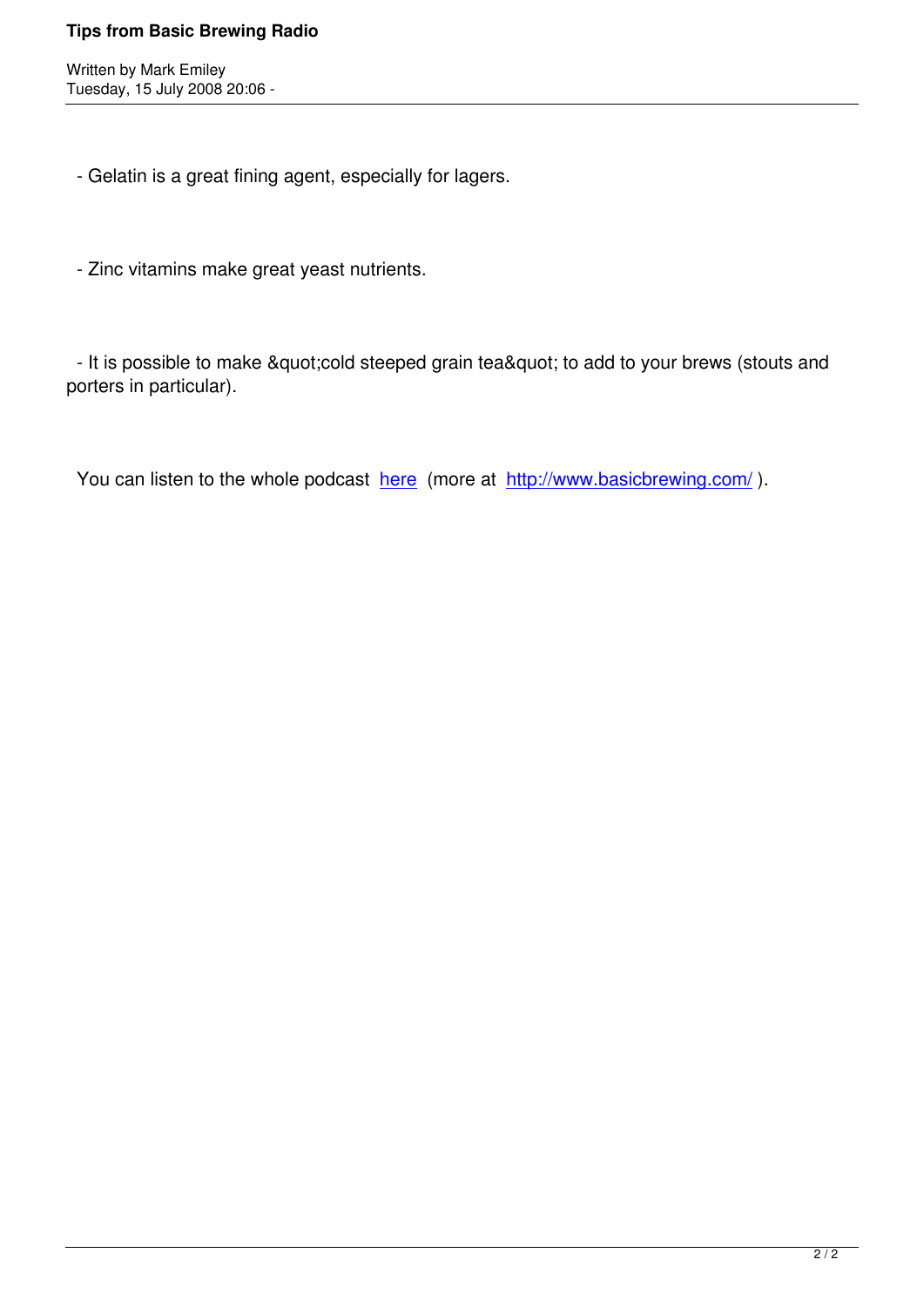- Gelatin is a great fining agent, especially for lagers.

- Zinc vitamins make great yeast nutrients.

- It is possible to make &quot;cold steeped grain tea&quot; to add to your brews (stouts and porters in particular).

You can listen to the whole podcast here (more at http://www.basicbrewing.com/ ).